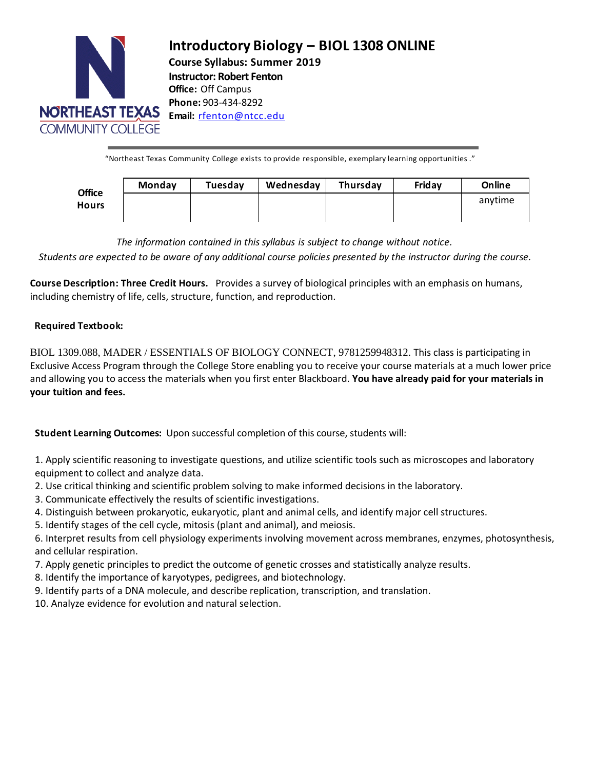# Introductory Biology – BIOL 1308 ONLINE

**Course Syllabus: Summer 2019**
**Instructor: Robert Fenton**
**Office:** Off Campus
**Phone:** 903-434-8292
**Email:** rfenton@ntcc.edu

"Northeast Texas Community College exists to provide responsible, exemplary learning opportunities."

| Office Hours | Monday | Tuesday | Wednesday | Thursday | Friday | Online |
|---|---|---|---|---|---|---|
| | | | | | | anytime |

*The information contained in this syllabus is subject to change without notice.*
*Students are expected to be aware of any additional course policies presented by the instructor during the course.*

**Course Description: Three Credit Hours.** Provides a survey of biological principles with an emphasis on humans, including chemistry of life, cells, structure, function, and reproduction.

**Required Textbook:**

BIOL 1309.088, MADER / ESSENTIALS OF BIOLOGY CONNECT, 9781259948312. This class is participating in Exclusive Access Program through the College Store enabling you to receive your course materials at a much lower price and allowing you to access the materials when you first enter Blackboard. **You have already paid for your materials in your tuition and fees.**

**Student Learning Outcomes:** Upon successful completion of this course, students will:

1. Apply scientific reasoning to investigate questions, and utilize scientific tools such as microscopes and laboratory equipment to collect and analyze data.
2. Use critical thinking and scientific problem solving to make informed decisions in the laboratory.
3. Communicate effectively the results of scientific investigations.
4. Distinguish between prokaryotic, eukaryotic, plant and animal cells, and identify major cell structures.
5. Identify stages of the cell cycle, mitosis (plant and animal), and meiosis.
6. Interpret results from cell physiology experiments involving movement across membranes, enzymes, photosynthesis, and cellular respiration.
7. Apply genetic principles to predict the outcome of genetic crosses and statistically analyze results.
8. Identify the importance of karyotypes, pedigrees, and biotechnology.
9. Identify parts of a DNA molecule, and describe replication, transcription, and translation.
10. Analyze evidence for evolution and natural selection.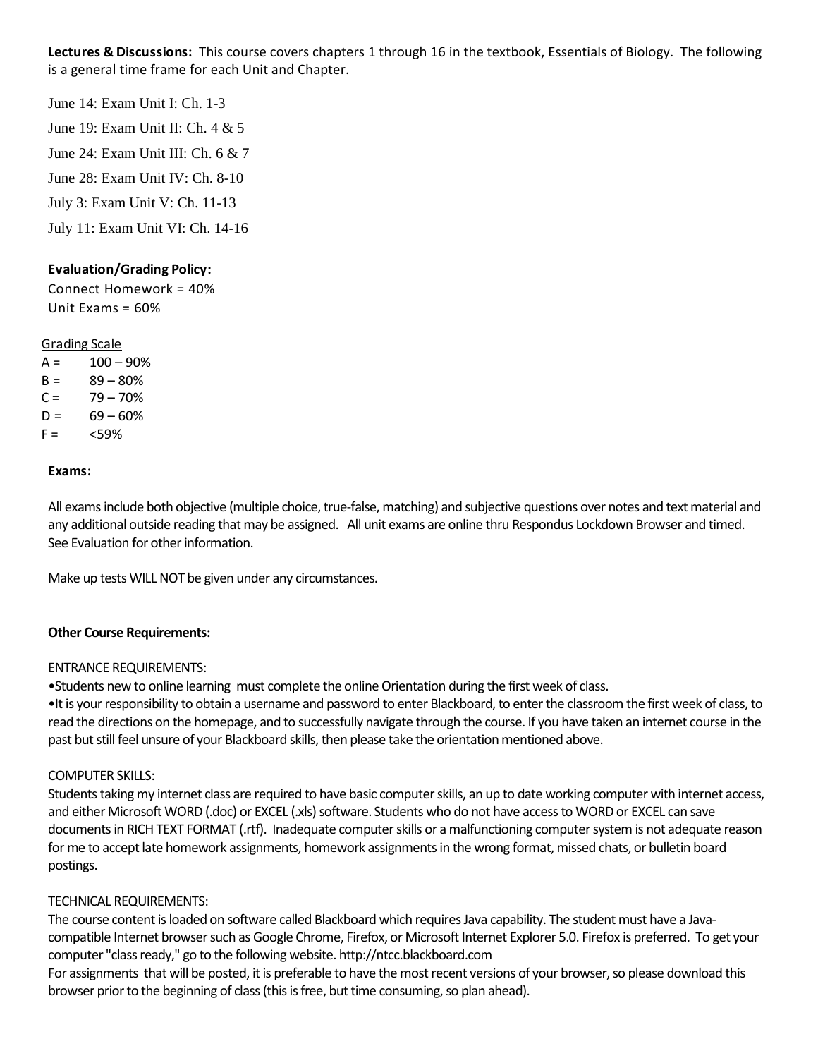**Lectures & Discussions:** This course covers chapters 1 through 16 in the textbook, Essentials of Biology. The following is a general time frame for each Unit and Chapter.

June 14: Exam Unit I: Ch. 1-3

June 19: Exam Unit II: Ch. 4 & 5

June 24: Exam Unit III: Ch. 6 & 7

June 28: Exam Unit IV: Ch. 8-10

July 3: Exam Unit V: Ch. 11-13

July 11: Exam Unit VI: Ch. 14-16

**Evaluation/Grading Policy:**

Connect Homework = 40%

Unit Exams = 60%

Grading Scale

| | |
|---|---|
| A = | 100 – 90% |
| B = | 89 – 80% |
| C = | 79 – 70% |
| D = | 69 – 60% |
| F = | <59% |

**Exams:**

All exams include both objective (multiple choice, true-false, matching) and subjective questions over notes and text material and any additional outside reading that may be assigned. All unit exams are online thru Respondus Lockdown Browser and timed. See Evaluation for other information.

Make up tests WILL NOT be given under any circumstances.

**Other Course Requirements:**

ENTRANCE REQUIREMENTS:

- Students new to online learning must complete the online Orientation during the first week of class.
- It is your responsibility to obtain a username and password to enter Blackboard, to enter the classroom the first week of class, to read the directions on the homepage, and to successfully navigate through the course. If you have taken an internet course in the past but still feel unsure of your Blackboard skills, then please take the orientation mentioned above.

COMPUTER SKILLS:

Students taking my internet class are required to have basic computer skills, an up to date working computer with internet access, and either Microsoft WORD (.doc) or EXCEL (.xls) software. Students who do not have access to WORD or EXCEL can save documents in RICH TEXT FORMAT (.rtf). Inadequate computer skills or a malfunctioning computer system is not adequate reason for me to accept late homework assignments, homework assignments in the wrong format, missed chats, or bulletin board postings.

TECHNICAL REQUIREMENTS:

The course content is loaded on software called Blackboard which requires Java capability. The student must have a Java-compatible Internet browser such as Google Chrome, Firefox, or Microsoft Internet Explorer 5.0. Firefox is preferred. To get your computer "class ready," go to the following website. http://ntcc.blackboard.com

For assignments that will be posted, it is preferable to have the most recent versions of your browser, so please download this browser prior to the beginning of class (this is free, but time consuming, so plan ahead).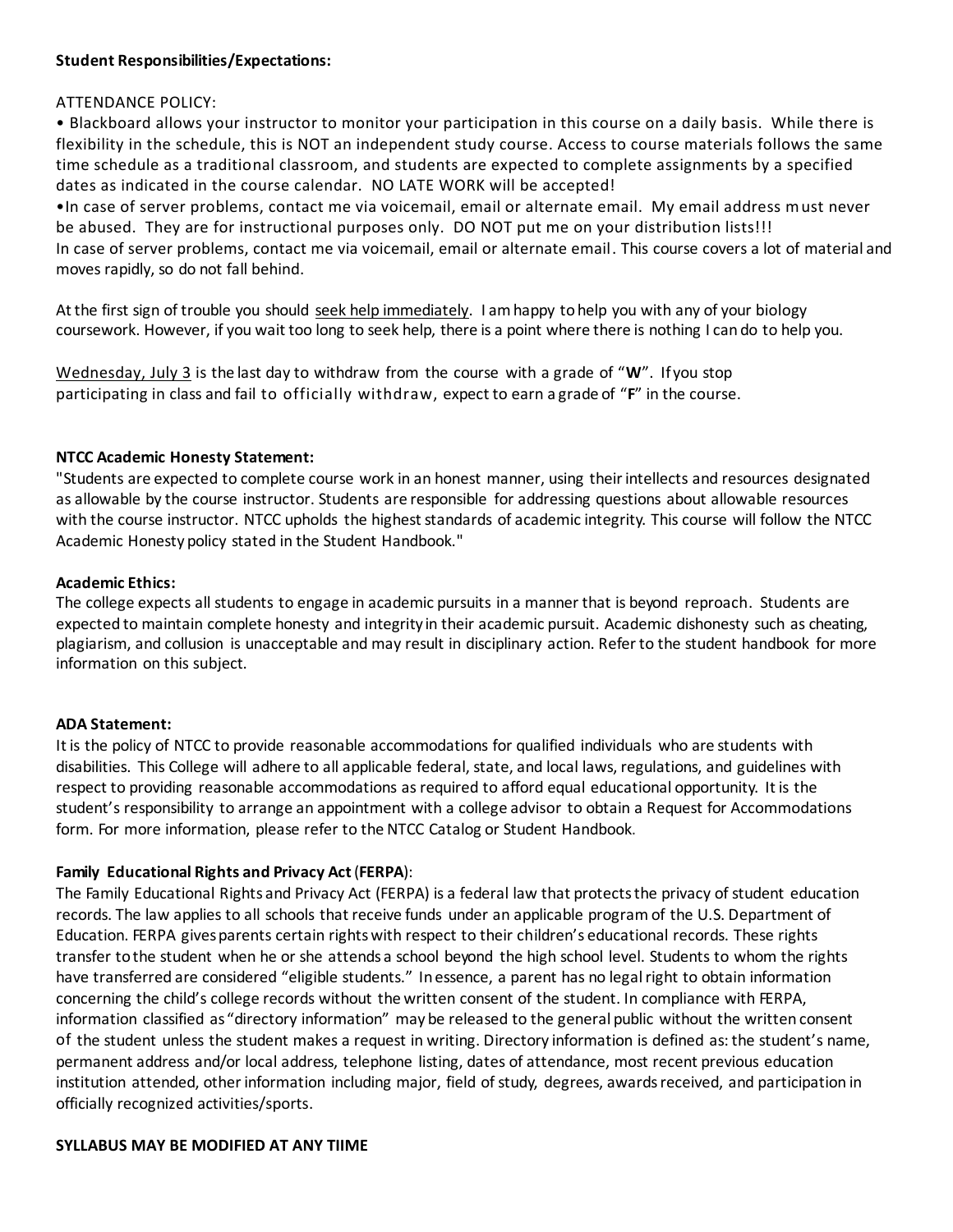**Student Responsibilities/Expectations:**

ATTENDANCE POLICY:

- Blackboard allows your instructor to monitor your participation in this course on a daily basis. While there is flexibility in the schedule, this is NOT an independent study course. Access to course materials follows the same time schedule as a traditional classroom, and students are expected to complete assignments by a specified dates as indicated in the course calendar. NO LATE WORK will be accepted!
- In case of server problems, contact me via voicemail, email or alternate email. My email address must never be abused. They are for instructional purposes only. DO NOT put me on your distribution lists!!!

In case of server problems, contact me via voicemail, email or alternate email. This course covers a lot of material and moves rapidly, so do not fall behind.

At the first sign of trouble you should seek help immediately. I am happy to help you with any of your biology coursework. However, if you wait too long to seek help, there is a point where there is nothing I can do to help you.

Wednesday, July 3 is the last day to withdraw from the course with a grade of "**W**". If you stop participating in class and fail to officially withdraw, expect to earn a grade of "**F**" in the course.

**NTCC Academic Honesty Statement:**

"Students are expected to complete course work in an honest manner, using their intellects and resources designated as allowable by the course instructor. Students are responsible for addressing questions about allowable resources with the course instructor. NTCC upholds the highest standards of academic integrity. This course will follow the NTCC Academic Honesty policy stated in the Student Handbook."

**Academic Ethics:**

The college expects all students to engage in academic pursuits in a manner that is beyond reproach. Students are expected to maintain complete honesty and integrity in their academic pursuit. Academic dishonesty such as cheating, plagiarism, and collusion is unacceptable and may result in disciplinary action. Refer to the student handbook for more information on this subject.

**ADA Statement:**

It is the policy of NTCC to provide reasonable accommodations for qualified individuals who are students with disabilities. This College will adhere to all applicable federal, state, and local laws, regulations, and guidelines with respect to providing reasonable accommodations as required to afford equal educational opportunity. It is the student's responsibility to arrange an appointment with a college advisor to obtain a Request for Accommodations form. For more information, please refer to the NTCC Catalog or Student Handbook.

**Family Educational Rights and Privacy Act (FERPA)**:

The Family Educational Rights and Privacy Act (FERPA) is a federal law that protects the privacy of student education records. The law applies to all schools that receive funds under an applicable program of the U.S. Department of Education. FERPA gives parents certain rights with respect to their children's educational records. These rights transfer to the student when he or she attends a school beyond the high school level. Students to whom the rights have transferred are considered "eligible students." In essence, a parent has no legal right to obtain information concerning the child's college records without the written consent of the student. In compliance with FERPA, information classified as "directory information" may be released to the general public without the written consent of the student unless the student makes a request in writing. Directory information is defined as: the student's name, permanent address and/or local address, telephone listing, dates of attendance, most recent previous education institution attended, other information including major, field of study, degrees, awards received, and participation in officially recognized activities/sports.

**SYLLABUS MAY BE MODIFIED AT ANY TIIME**